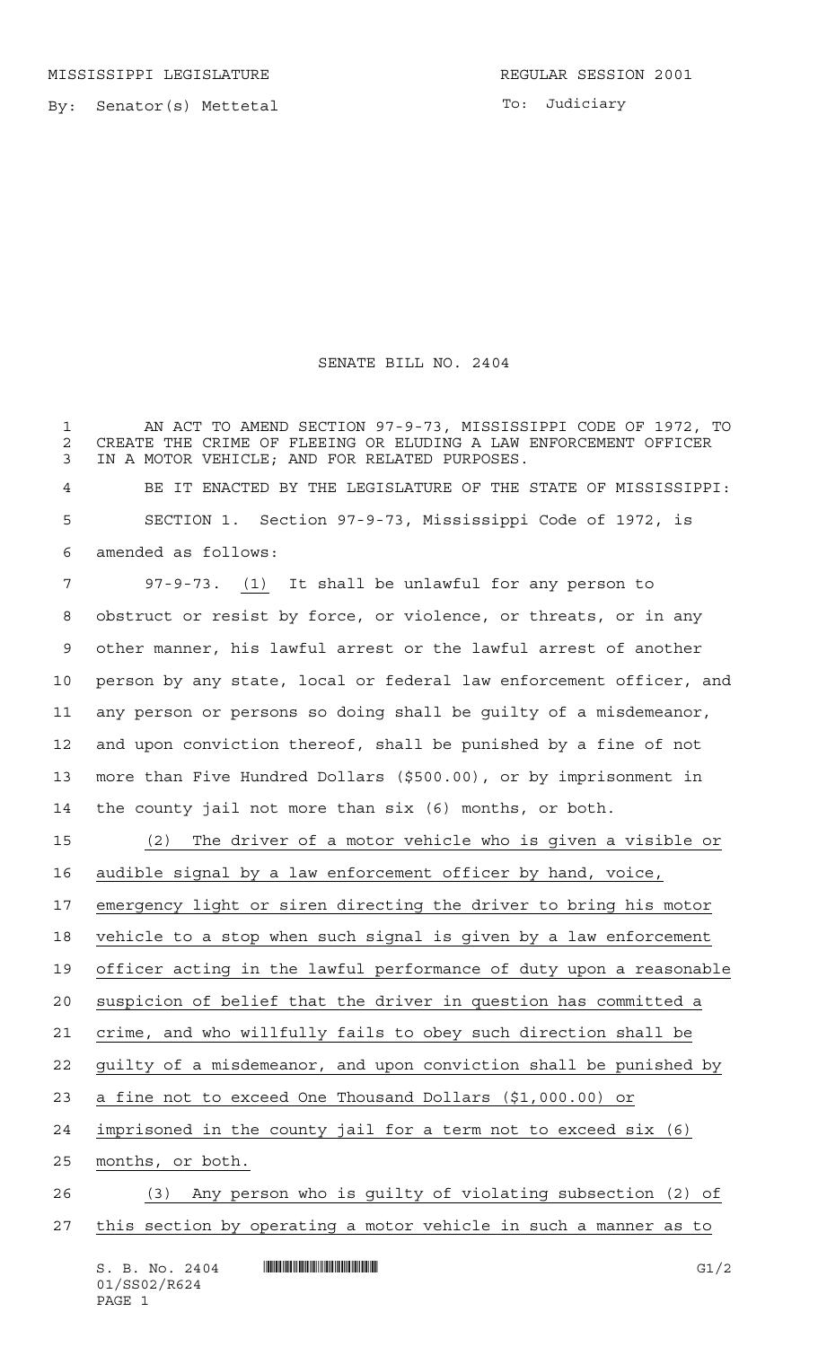MISSISSIPPI LEGISLATURE REGULAR SESSION 2001

By: Senator(s) Mettetal To: Judiciary

# SENATE BILL NO. 2404

AN ACT TO AMEND SECTION 97-9-73, MISSISSIPPI CODE OF 1972, TO CREATE THE CRIME OF FLEEING OR ELUDING A LAW ENFORCEMENT OFFICER IN A MOTOR VEHICLE; AND FOR RELATED PURPOSES.

BE IT ENACTED BY THE LEGISLATURE OF THE STATE OF MISSISSIPPI:

SECTION 1. Section 97-9-73, Mississippi Code of 1972, is amended as follows:

97-9-73. (1) It shall be unlawful for any person to obstruct or resist by force, or violence, or threats, or in any other manner, his lawful arrest or the lawful arrest of another person by any state, local or federal law enforcement officer, and any person or persons so doing shall be guilty of a misdemeanor, and upon conviction thereof, shall be punished by a fine of not more than Five Hundred Dollars ($500.00), or by imprisonment in the county jail not more than six (6) months, or both.

(2) The driver of a motor vehicle who is given a visible or audible signal by a law enforcement officer by hand, voice, emergency light or siren directing the driver to bring his motor vehicle to a stop when such signal is given by a law enforcement officer acting in the lawful performance of duty upon a reasonable suspicion of belief that the driver in question has committed a crime, and who willfully fails to obey such direction shall be guilty of a misdemeanor, and upon conviction shall be punished by a fine not to exceed One Thousand Dollars ($1,000.00) or imprisoned in the county jail for a term not to exceed six (6) months, or both.

(3) Any person who is guilty of violating subsection (2) of this section by operating a motor vehicle in such a manner as to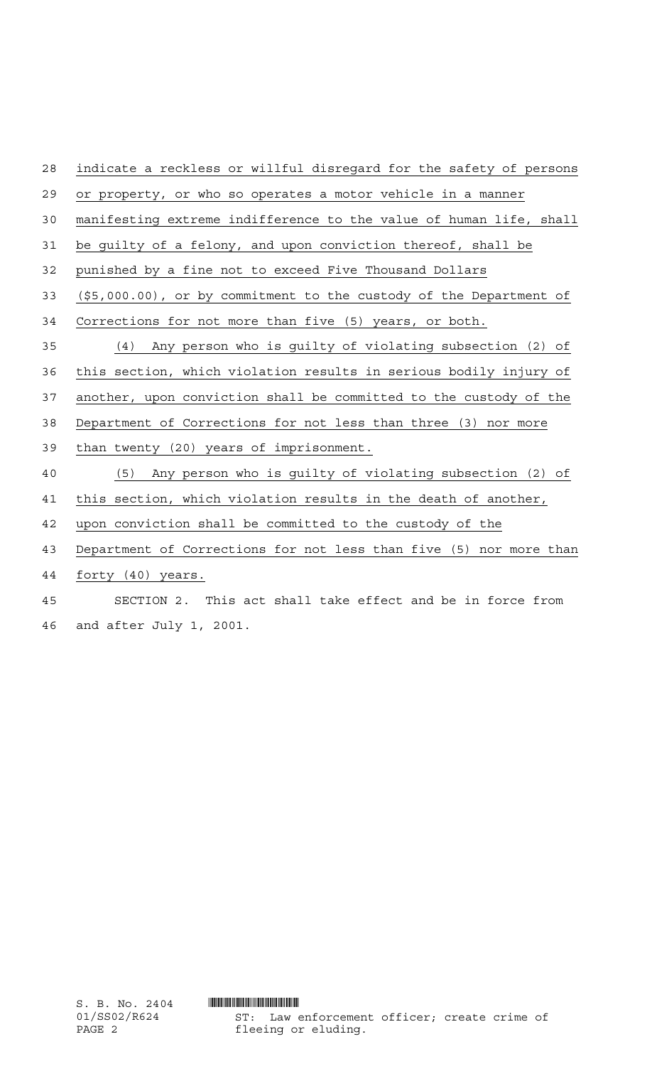indicate a reckless or willful disregard for the safety of persons or property, or who so operates a motor vehicle in a manner manifesting extreme indifference to the value of human life, shall be guilty of a felony, and upon conviction thereof, shall be punished by a fine not to exceed Five Thousand Dollars ($5,000.00), or by commitment to the custody of the Department of Corrections for not more than five (5) years, or both.

(4) Any person who is guilty of violating subsection (2) of this section, which violation results in serious bodily injury of another, upon conviction shall be committed to the custody of the Department of Corrections for not less than three (3) nor more than twenty (20) years of imprisonment.

(5) Any person who is guilty of violating subsection (2) of this section, which violation results in the death of another, upon conviction shall be committed to the custody of the Department of Corrections for not less than five (5) nor more than forty (40) years.

SECTION 2. This act shall take effect and be in force from and after July 1, 2001.

S. B. No. 2404
01/SS02/R624
ST: Law enforcement officer; create crime of fleeing or eluding.